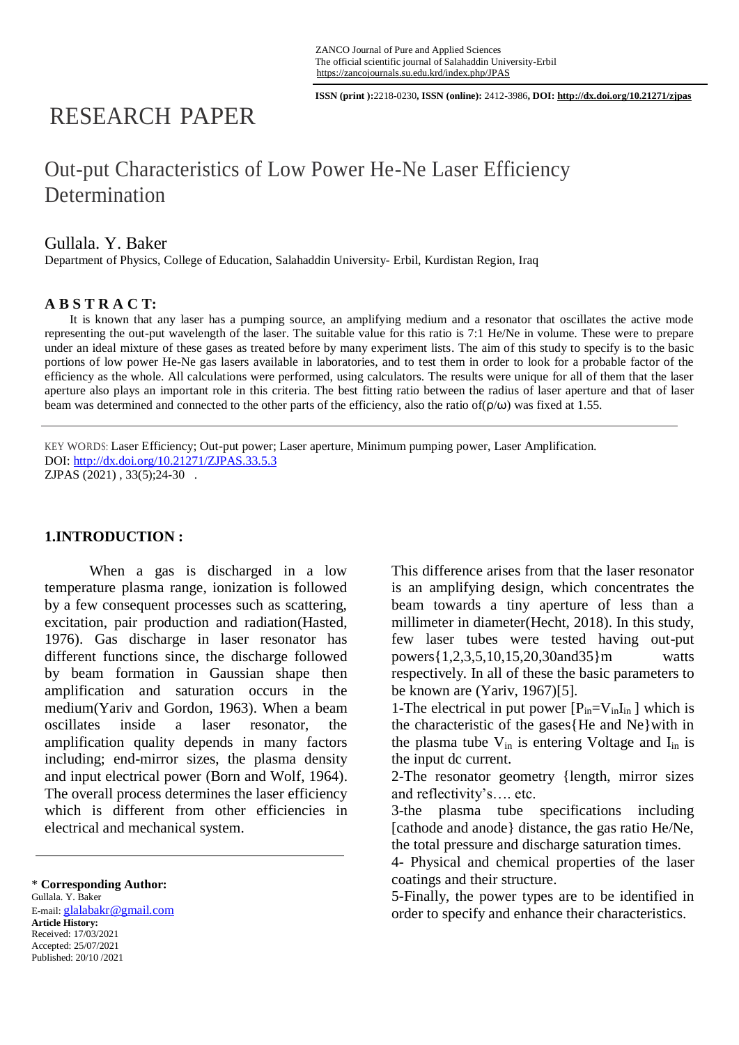RESEARCH PAPER

# Out-put Characteristics of Low Power He-Ne Laser Efficiency Determination

## Gullala. Y. Baker

Department of Physics, College of Education, Salahaddin University- Erbil, Kurdistan Region, Iraq

**A B S T R A C T:**

It is known that any laser has a pumping source, an amplifying medium and a resonator that oscillates the active mode representing the out-put wavelength of the laser. The suitable value for this ratio is 7:1 He/Ne in volume. These were to prepare under an ideal mixture of these gases as treated before by many experiment lists. The aim of this study to specify is to the basic portions of low power He-Ne gas lasers available in laboratories, and to test them in order to look for a probable factor of the efficiency as the whole. All calculations were performed, using calculators. The results were unique for all of them that the laser aperture also plays an important role in this criteria. The best fitting ratio between the radius of laser aperture and that of laser beam was determined and connected to the other parts of the efficiency, also the ratio of($\rho/\omega$) was fixed at 1.55.

KEY WORDS: Laser Efficiency; Out-put power; Laser aperture, Minimum pumping power, Laser Amplification.
DOI: http://dx.doi.org/10.21271/ZJPAS.33.5.3
ZJPAS (2021) , 33(5);24-30 .

## 1.INTRODUCTION :

When a gas is discharged in a low temperature plasma range, ionization is followed by a few consequent processes such as scattering, excitation, pair production and radiation(Hasted, 1976). Gas discharge in laser resonator has different functions since, the discharge followed by beam formation in Gaussian shape then amplification and saturation occurs in the medium(Yariv and Gordon, 1963). When a beam oscillates inside a laser resonator, the amplification quality depends in many factors including; end-mirror sizes, the plasma density and input electrical power (Born and Wolf, 1964). The overall process determines the laser efficiency which is different from other efficiencies in electrical and mechanical system.

This difference arises from that the laser resonator is an amplifying design, which concentrates the beam towards a tiny aperture of less than a millimeter in diameter(Hecht, 2018). In this study, few laser tubes were tested having out-put powers{1,2,3,5,10,15,20,30and35}m watts respectively. In all of these the basic parameters to be known are (Yariv, 1967)[5].

1-The electrical in put power [$P_{in}=V_{in}I_{in}$ ] which is the characteristic of the gases{He and Ne}with in the plasma tube $V_{in}$ is entering Voltage and $I_{in}$ is the input dc current.

2-The resonator geometry {length, mirror sizes and reflectivity's…. etc.

3-the plasma tube specifications including [cathode and anode} distance, the gas ratio He/Ne, the total pressure and discharge saturation times.

4- Physical and chemical properties of the laser coatings and their structure.

5-Finally, the power types are to be identified in order to specify and enhance their characteristics.

\* **Corresponding Author:**
Gullala. Y. Baker
E-mail: glalabakr@gmail.com
**Article History:**
Received: 17/03/2021
Accepted: 25/07/2021
Published: 20/10 /2021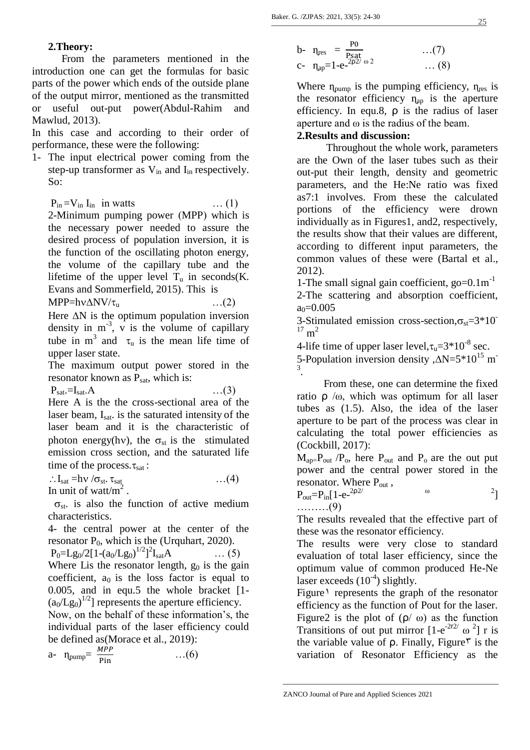## 2.Theory:

From the parameters mentioned in the introduction one can get the formulas for basic parts of the power which ends of the outside plane of the output mirror, mentioned as the transmitted or useful out-put power(Abdul-Rahim and Mawlud, 2013).

In this case and according to their order of performance, these were the following:

1- The input electrical power coming from the step-up transformer as $V_{in}$ and $I_{in}$ respectively. So:

$$P_{in} = V_{in}\, I_{in} \text{ in watts} \quad \dots (1)$$

2-Minimum pumping power (MPP) which is the necessary power needed to assure the desired process of population inversion, it is the function of the oscillating photon energy, the volume of the capillary tube and the lifetime of the upper level $T_u$ in seconds(K. Evans and Sommerfield, 2015). This is

$$MPP = h\nu \Delta N V/\tau_u \quad \dots (2)$$

Here $\Delta N$ is the optimum population inversion density in $m^{-3}$, v is the volume of capillary tube in $m^3$ and $\tau_u$ is the mean life time of upper laser state.

The maximum output power stored in the resonator known as $P_{sat}$, which is:

$$P_{sat.} = I_{sat}.A \quad \dots (3)$$

Here A is the the cross-sectional area of the laser beam, $I_{sat}$. is the saturated intensity of the laser beam and it is the characteristic of photon energy($h\nu$), the $\sigma_{st}$ is the stimulated emission cross section, and the saturated life time of the process.$\tau_{sat}$ :

$$\therefore I_{sat} = h\nu / \sigma_{st}.\, \tau_{sat} \quad \dots (4)$$

In unit of watt/$m^2$ .

$\sigma_{st}$. is also the function of active medium characteristics.

4- the central power at the center of the resonator $P_0$, which is the (Urquhart, 2020).

$$P_0 = Lg_0/2[1-(a_0/Lg_0)^{1/2}]^2 I_{sat} A \quad \dots (5)$$

Where Lis the resonator length, $g_0$ is the gain coefficient, $a_0$ is the loss factor is equal to 0.005, and in equ.5 the whole bracket $[1-(a_0/Lg_0)^{1/2}]$ represents the aperture efficiency.

Now, on the behalf of these information's, the individual parts of the laser efficiency could be defined as(Morace et al., 2019):

a- $$\eta_{pump} = \frac{MPP}{Pin} \quad \dots (6)$$

b- $$\eta_{res} = \frac{P0}{Psat} \quad \dots (7)$$

c- $$\eta_{ap} = 1-e^{-2\rho 2/\,\omega 2} \quad \dots (8)$$

Where $\eta_{pump}$ is the pumping efficiency, $\eta_{res}$ is the resonator efficiency $\eta_{ap}$ is the aperture efficiency. In equ.8, ρ is the radius of laser aperture and ω is the radius of the beam.

## 2.Results and discussion:

Throughout the whole work, parameters are the Own of the laser tubes such as their out-put their length, density and geometric parameters, and the He:Ne ratio was fixed as7:1 involves. From these the calculated portions of the efficiency were drown individually as in Figures1, and2, respectively, the results show that their values are different, according to different input parameters, the common values of these were (Bartal et al., 2012).

1-The small signal gain coefficient, $g_0 = 0.1 m^{-1}$

2-The scattering and absorption coefficient, $a_0 = 0.005$

3-Stimulated emission cross-section,$\sigma_{st} = 3*10^{-17} m^2$

4-life time of upper laser level,$\tau_u = 3*10^{-8}$ sec.

5-Population inversion density ,$\Delta N = 5*10^{15} m^{-3}$.

From these, one can determine the fixed ratio ρ /ω, which was optimum for all laser tubes as (1.5). Also, the idea of the laser aperture to be part of the process was clear in calculating the total power efficiencies as (Cockbill, 2017):

$M_{ap} = P_{out} / P_o$, here $P_{out}$ and $P_o$ are the out put power and the central power stored in the resonator. Where $P_{out}$ ,

$$P_{out} = P_{in}[1-e^{-2\rho 2/\,\omega 2}] \quad \dots\dots\dots (9)$$

The results revealed that the effective part of these was the resonator efficiency.

The results were very close to standard evaluation of total laser efficiency, since the optimum value of common produced He-Ne laser exceeds $(10^{-4})$ slightly.

Figure١ represents the graph of the resonator efficiency as the function of Pout for the laser. Figure2 is the plot of (ρ/ ω) as the function Transitions of out put mirror $[1-e^{-2r2/}\,\omega^2]$ r is the variable value of ρ. Finally, Figure٣ is the variation of Resonator Efficiency as the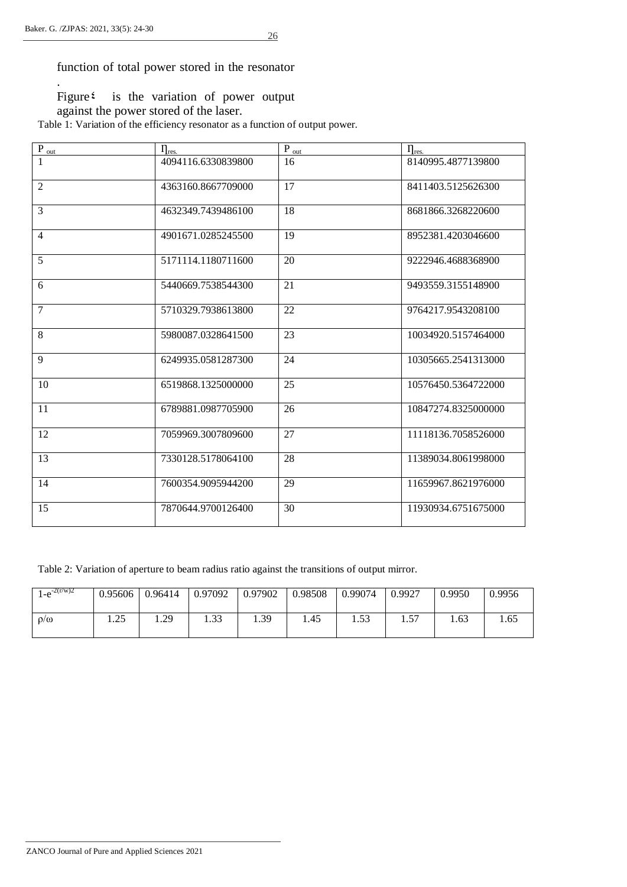function of total power stored in the resonator

.

Figure ٤ is the variation of power output against the power stored of the laser.

Table 1: Variation of the efficiency resonator as a function of output power.

| $P_{out}$ | $\eta_{res.}$ | $P_{out}$ | $\eta_{res.}$ |
|---|---|---|---|
| 1 | 4094116.6330839800 | 16 | 8140995.4877139800 |
| 2 | 4363160.8667709000 | 17 | 8411403.5125626300 |
| 3 | 4632349.7439486100 | 18 | 8681866.3268220600 |
| 4 | 4901671.0285245500 | 19 | 8952381.4203046600 |
| 5 | 5171114.1180711600 | 20 | 9222946.4688368900 |
| 6 | 5440669.7538544300 | 21 | 9493559.3155148900 |
| 7 | 5710329.7938613800 | 22 | 9764217.9543208100 |
| 8 | 5980087.0328641500 | 23 | 10034920.5157464000 |
| 9 | 6249935.0581287300 | 24 | 10305665.2541313000 |
| 10 | 6519868.1325000000 | 25 | 10576450.5364722000 |
| 11 | 6789881.0987705900 | 26 | 10847274.8325000000 |
| 12 | 7059969.3007809600 | 27 | 11118136.7058526000 |
| 13 | 7330128.5178064100 | 28 | 11389034.8061998000 |
| 14 | 7600354.9095944200 | 29 | 11659967.8621976000 |
| 15 | 7870644.9700126400 | 30 | 11930934.6751675000 |

Table 2: Variation of aperture to beam radius ratio against the transitions of output mirror.

| $1-e^{-2(r/w)2}$ | 0.95606 | 0.96414 | 0.97092 | 0.97902 | 0.98508 | 0.99074 | 0.9927 | 0.9950 | 0.9956 |
|---|---|---|---|---|---|---|---|---|---|
| $\rho/\omega$ | 1.25 | 1.29 | 1.33 | 1.39 | 1.45 | 1.53 | 1.57 | 1.63 | 1.65 |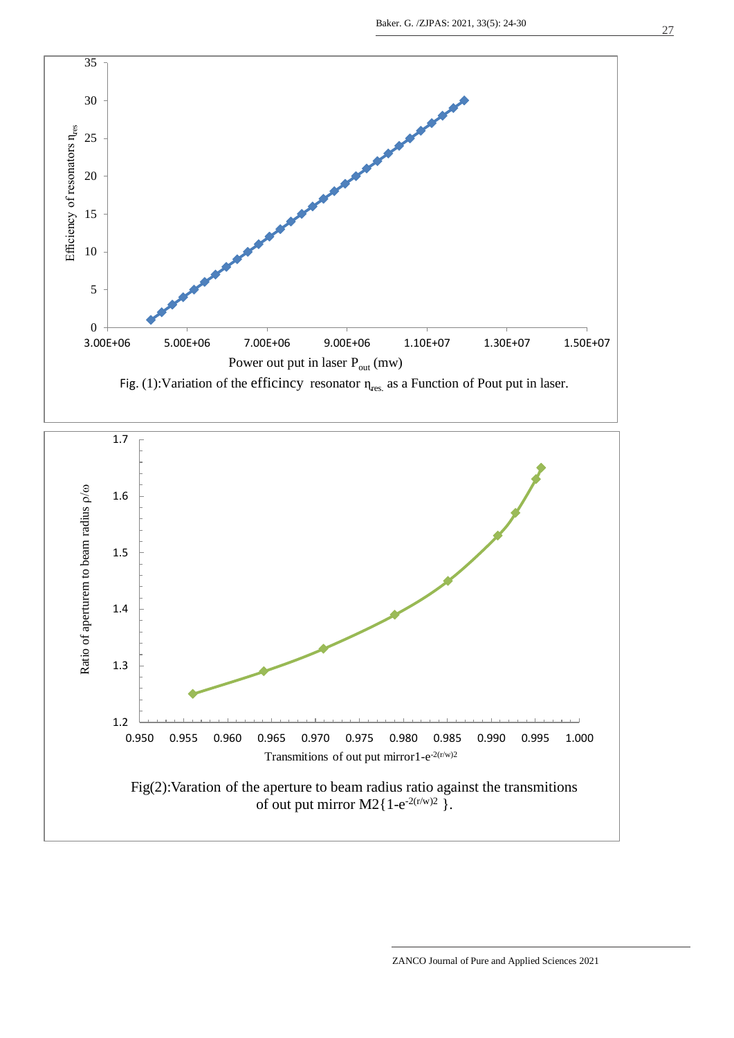Fig. (1):Variation of the efficincy resonator $\eta_{res.}$ as a Function of Pout put in laser.

Fig(2):Varation of the aperture to beam radius ratio against the transmitions of out put mirror M2{$1-e^{-2(r/w)2}$ }.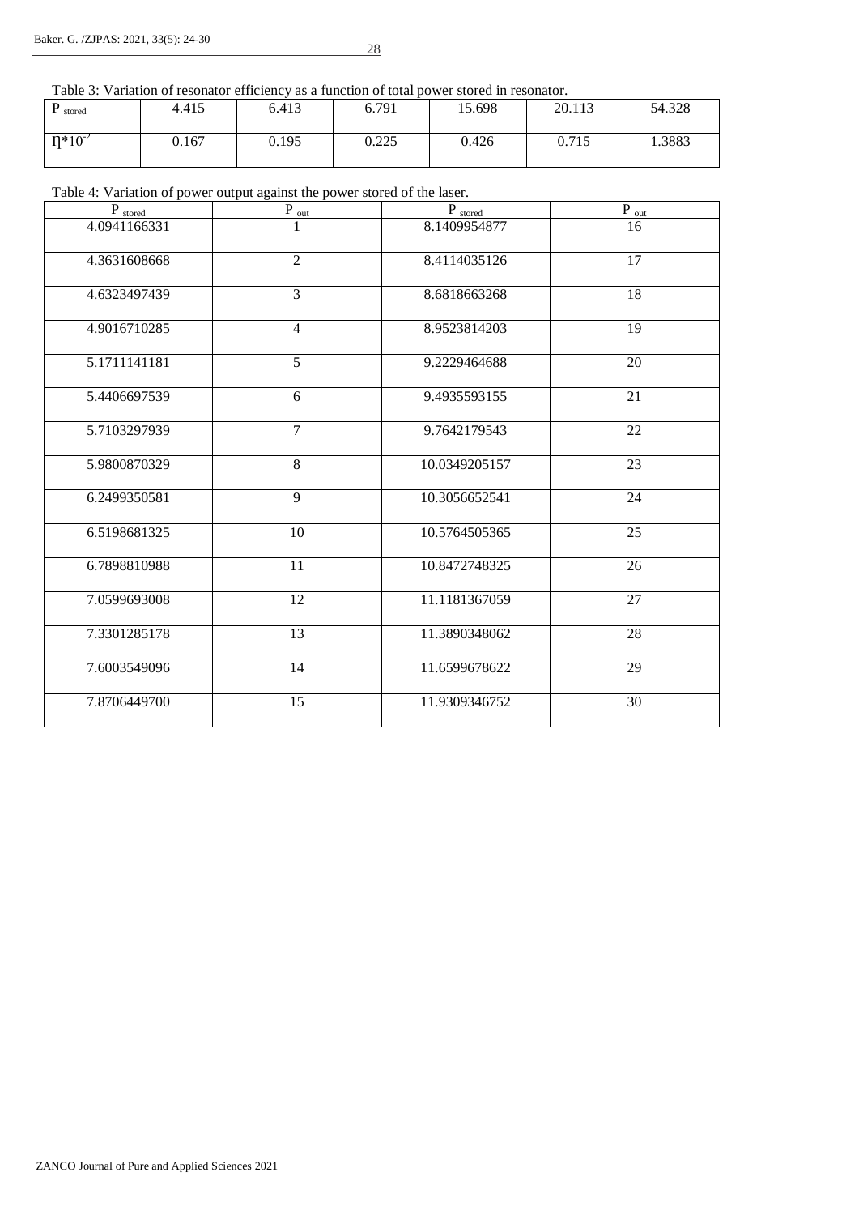Table 3: Variation of resonator efficiency as a function of total power stored in resonator.

| $P_{stored}$ | 4.415 | 6.413 | 6.791 | 15.698 | 20.113 | 54.328 |
|---|---|---|---|---|---|---|
| $\eta*10^{-2}$ | 0.167 | 0.195 | 0.225 | 0.426 | 0.715 | 1.3883 |

Table 4: Variation of power output against the power stored of the laser.

| $P_{stored}$ | $P_{out}$ | $P_{stored}$ | $P_{out}$ |
|---|---|---|---|
| 4.0941166331 | 1 | 8.1409954877 | 16 |
| 4.3631608668 | 2 | 8.4114035126 | 17 |
| 4.6323497439 | 3 | 8.6818663268 | 18 |
| 4.9016710285 | 4 | 8.9523814203 | 19 |
| 5.1711141181 | 5 | 9.2229464688 | 20 |
| 5.4406697539 | 6 | 9.4935593155 | 21 |
| 5.7103297939 | 7 | 9.7642179543 | 22 |
| 5.9800870329 | 8 | 10.0349205157 | 23 |
| 6.2499350581 | 9 | 10.3056652541 | 24 |
| 6.5198681325 | 10 | 10.5764505365 | 25 |
| 6.7898810988 | 11 | 10.8472748325 | 26 |
| 7.0599693008 | 12 | 11.1181367059 | 27 |
| 7.3301285178 | 13 | 11.3890348062 | 28 |
| 7.6003549096 | 14 | 11.6599678622 | 29 |
| 7.8706449700 | 15 | 11.9309346752 | 30 |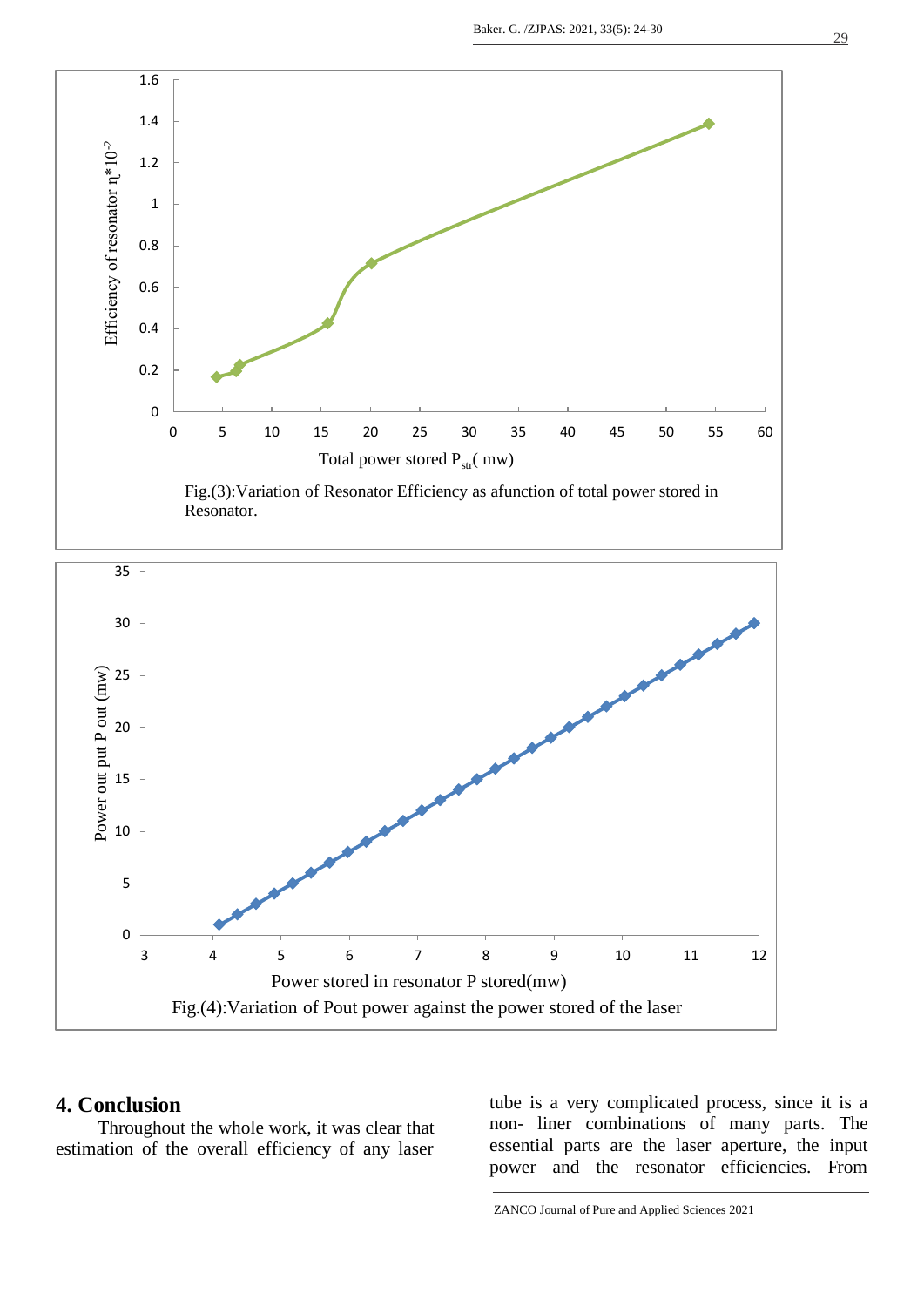Fig.(3):Variation of Resonator Efficiency as afunction of total power stored in Resonator.

Fig.(4):Variation of Pout power against the power stored of the laser

## 4. Conclusion

Throughout the whole work, it was clear that estimation of the overall efficiency of any laser tube is a very complicated process, since it is a non- liner combinations of many parts. The essential parts are the laser aperture, the input power and the resonator efficiencies. From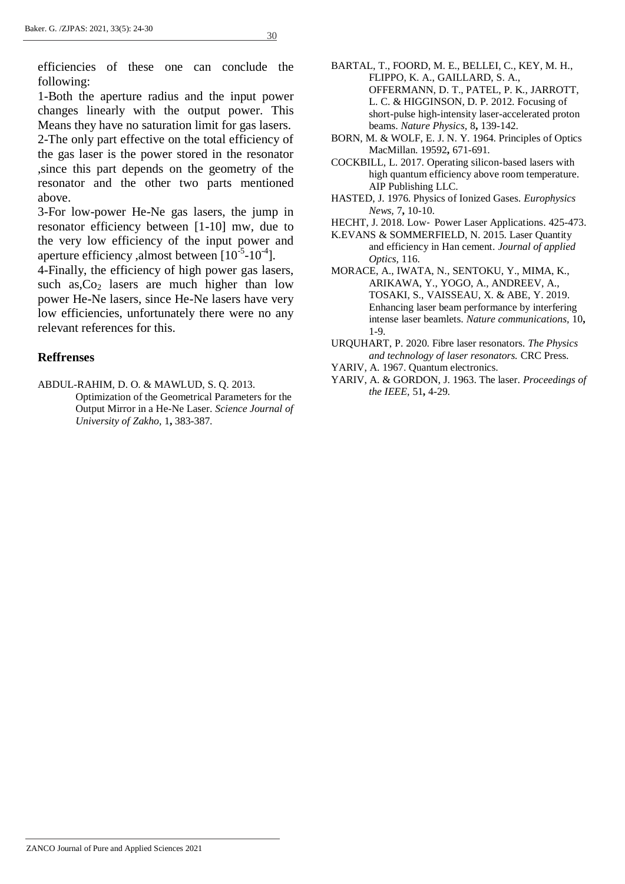efficiencies of these one can conclude the following:

1-Both the aperture radius and the input power changes linearly with the output power. This Means they have no saturation limit for gas lasers.

2-The only part effective on the total efficiency of the gas laser is the power stored in the resonator ,since this part depends on the geometry of the resonator and the other two parts mentioned above.

3-For low-power He-Ne gas lasers, the jump in resonator efficiency between [1-10] mw, due to the very low efficiency of the input power and aperture efficiency ,almost between [$10^{-5}$-$10^{-4}$].

4-Finally, the efficiency of high power gas lasers, such as,$Co_2$ lasers are much higher than low power He-Ne lasers, since He-Ne lasers have very low efficiencies, unfortunately there were no any relevant references for this.

## Reffrenses

ABDUL-RAHIM, D. O. & MAWLUD, S. Q. 2013. Optimization of the Geometrical Parameters for the Output Mirror in a He-Ne Laser. *Science Journal of University of Zakho,* 1**,** 383-387.

BARTAL, T., FOORD, M. E., BELLEI, C., KEY, M. H., FLIPPO, K. A., GAILLARD, S. A., OFFERMANN, D. T., PATEL, P. K., JARROTT, L. C. & HIGGINSON, D. P. 2012. Focusing of short-pulse high-intensity laser-accelerated proton beams. *Nature Physics,* 8**,** 139-142.

BORN, M. & WOLF, E. J. N. Y. 1964. Principles of Optics MacMillan. 19592**,** 671-691.

COCKBILL, L. 2017. Operating silicon-based lasers with high quantum efficiency above room temperature. AIP Publishing LLC.

HASTED, J. 1976. Physics of Ionized Gases. *Europhysics News,* 7**,** 10-10.

HECHT, J. 2018. Low‐ Power Laser Applications. 425-473.

K.EVANS & SOMMERFIELD, N. 2015. Laser Quantity and efficiency in Han cement. *Journal of applied Optics,* 116.

MORACE, A., IWATA, N., SENTOKU, Y., MIMA, K., ARIKAWA, Y., YOGO, A., ANDREEV, A., TOSAKI, S., VAISSEAU, X. & ABE, Y. 2019. Enhancing laser beam performance by interfering intense laser beamlets. *Nature communications,* 10**,** 1-9.

URQUHART, P. 2020. Fibre laser resonators. *The Physics and technology of laser resonators.* CRC Press.

YARIV, A. 1967. Quantum electronics.

YARIV, A. & GORDON, J. 1963. The laser. *Proceedings of the IEEE,* 51**,** 4-29.